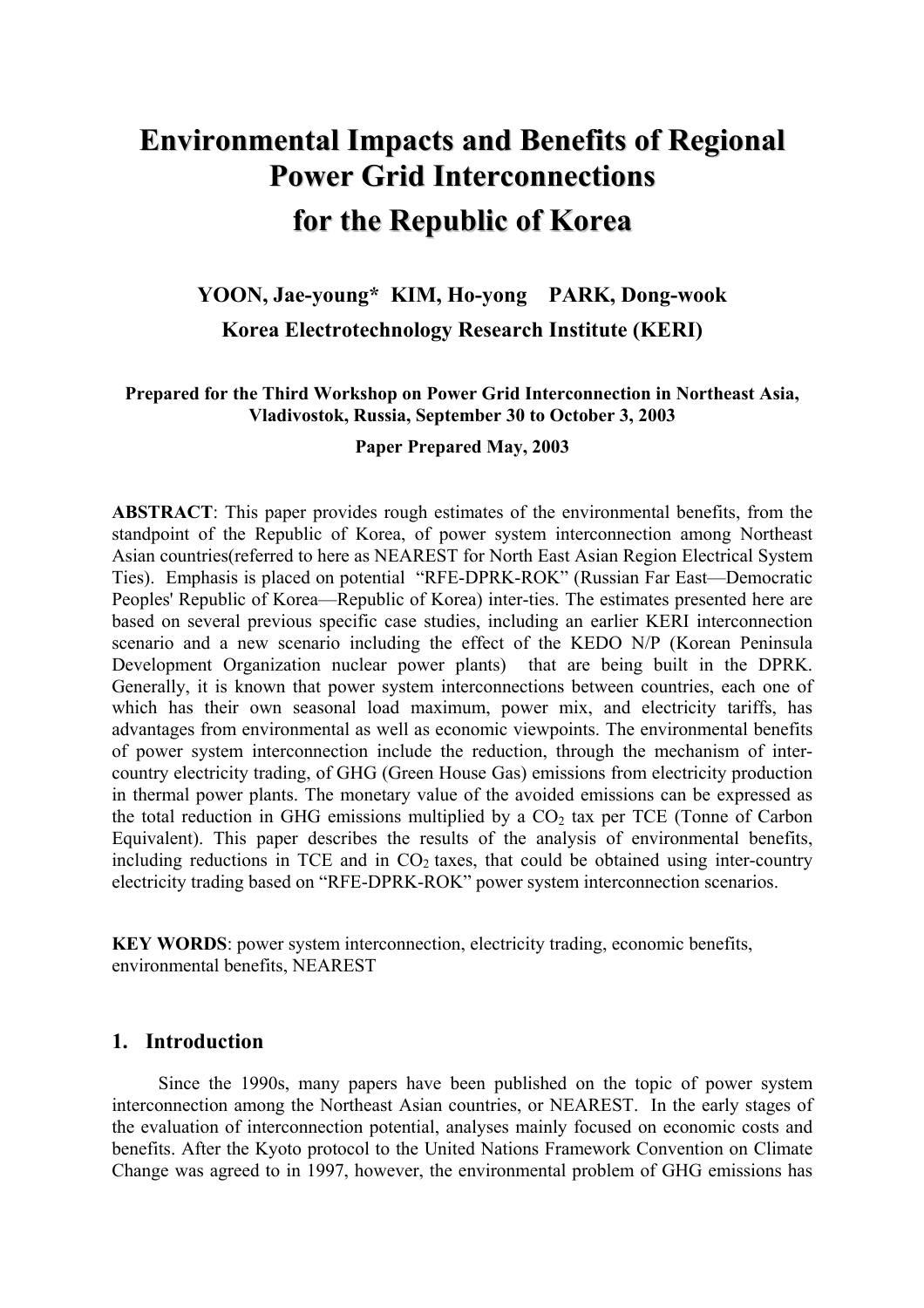# Environmental Impacts and Benefits of Regional Power Grid Interconnections for the Republic of Korea

**YOON, Jae-young\* KIM, Ho-yong PARK, Dong-wook**

**Korea Electrotechnology Research Institute (KERI)**

**Prepared for the Third Workshop on Power Grid Interconnection in Northeast Asia, Vladivostok, Russia, September 30 to October 3, 2003**

**Paper Prepared May, 2003**

**ABSTRACT**: This paper provides rough estimates of the environmental benefits, from the standpoint of the Republic of Korea, of power system interconnection among Northeast Asian countries(referred to here as NEAREST for North East Asian Region Electrical System Ties). Emphasis is placed on potential "RFE-DPRK-ROK" (Russian Far East—Democratic Peoples' Republic of Korea—Republic of Korea) inter-ties. The estimates presented here are based on several previous specific case studies, including an earlier KERI interconnection scenario and a new scenario including the effect of the KEDO N/P (Korean Peninsula Development Organization nuclear power plants) that are being built in the DPRK. Generally, it is known that power system interconnections between countries, each one of which has their own seasonal load maximum, power mix, and electricity tariffs, has advantages from environmental as well as economic viewpoints. The environmental benefits of power system interconnection include the reduction, through the mechanism of inter-country electricity trading, of GHG (Green House Gas) emissions from electricity production in thermal power plants. The monetary value of the avoided emissions can be expressed as the total reduction in GHG emissions multiplied by a $CO_2$ tax per TCE (Tonne of Carbon Equivalent). This paper describes the results of the analysis of environmental benefits, including reductions in TCE and in $CO_2$ taxes, that could be obtained using inter-country electricity trading based on "RFE-DPRK-ROK" power system interconnection scenarios.

**KEY WORDS**: power system interconnection, electricity trading, economic benefits, environmental benefits, NEAREST

## 1. Introduction

Since the 1990s, many papers have been published on the topic of power system interconnection among the Northeast Asian countries, or NEAREST. In the early stages of the evaluation of interconnection potential, analyses mainly focused on economic costs and benefits. After the Kyoto protocol to the United Nations Framework Convention on Climate Change was agreed to in 1997, however, the environmental problem of GHG emissions has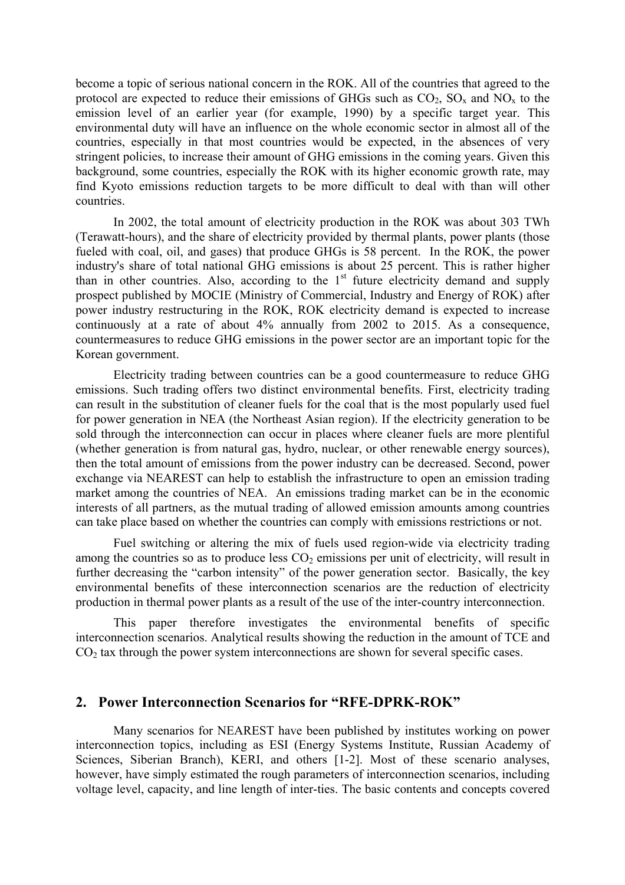become a topic of serious national concern in the ROK. All of the countries that agreed to the protocol are expected to reduce their emissions of GHGs such as $CO_2$, $SO_x$ and $NO_x$ to the emission level of an earlier year (for example, 1990) by a specific target year. This environmental duty will have an influence on the whole economic sector in almost all of the countries, especially in that most countries would be expected, in the absences of very stringent policies, to increase their amount of GHG emissions in the coming years. Given this background, some countries, especially the ROK with its higher economic growth rate, may find Kyoto emissions reduction targets to be more difficult to deal with than will other countries.

In 2002, the total amount of electricity production in the ROK was about 303 TWh (Terawatt-hours), and the share of electricity provided by thermal plants, power plants (those fueled with coal, oil, and gases) that produce GHGs is 58 percent. In the ROK, the power industry's share of total national GHG emissions is about 25 percent. This is rather higher than in other countries. Also, according to the 1st future electricity demand and supply prospect published by MOCIE (Ministry of Commercial, Industry and Energy of ROK) after power industry restructuring in the ROK, ROK electricity demand is expected to increase continuously at a rate of about 4% annually from 2002 to 2015. As a consequence, countermeasures to reduce GHG emissions in the power sector are an important topic for the Korean government.

Electricity trading between countries can be a good countermeasure to reduce GHG emissions. Such trading offers two distinct environmental benefits. First, electricity trading can result in the substitution of cleaner fuels for the coal that is the most popularly used fuel for power generation in NEA (the Northeast Asian region). If the electricity generation to be sold through the interconnection can occur in places where cleaner fuels are more plentiful (whether generation is from natural gas, hydro, nuclear, or other renewable energy sources), then the total amount of emissions from the power industry can be decreased. Second, power exchange via NEAREST can help to establish the infrastructure to open an emission trading market among the countries of NEA. An emissions trading market can be in the economic interests of all partners, as the mutual trading of allowed emission amounts among countries can take place based on whether the countries can comply with emissions restrictions or not.

Fuel switching or altering the mix of fuels used region-wide via electricity trading among the countries so as to produce less $CO_2$ emissions per unit of electricity, will result in further decreasing the "carbon intensity" of the power generation sector. Basically, the key environmental benefits of these interconnection scenarios are the reduction of electricity production in thermal power plants as a result of the use of the inter-country interconnection.

This paper therefore investigates the environmental benefits of specific interconnection scenarios. Analytical results showing the reduction in the amount of TCE and $CO_2$ tax through the power system interconnections are shown for several specific cases.

## 2. Power Interconnection Scenarios for "RFE-DPRK-ROK"

Many scenarios for NEAREST have been published by institutes working on power interconnection topics, including as ESI (Energy Systems Institute, Russian Academy of Sciences, Siberian Branch), KERI, and others [1-2]. Most of these scenario analyses, however, have simply estimated the rough parameters of interconnection scenarios, including voltage level, capacity, and line length of inter-ties. The basic contents and concepts covered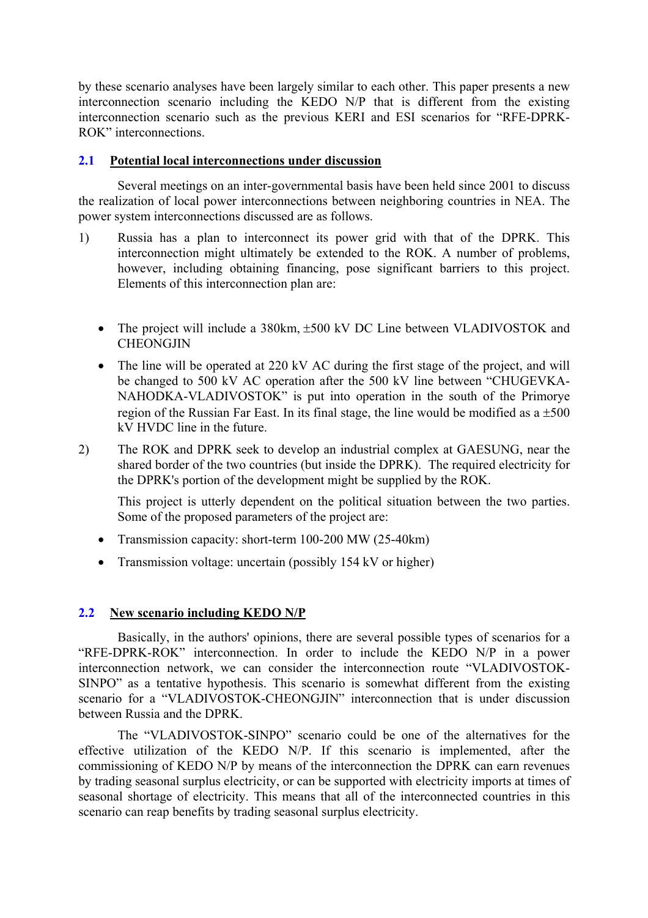by these scenario analyses have been largely similar to each other. This paper presents a new interconnection scenario including the KEDO N/P that is different from the existing interconnection scenario such as the previous KERI and ESI scenarios for "RFE-DPRK-ROK" interconnections.

## 2.1 Potential local interconnections under discussion

Several meetings on an inter-governmental basis have been held since 2001 to discuss the realization of local power interconnections between neighboring countries in NEA. The power system interconnections discussed are as follows.

1) Russia has a plan to interconnect its power grid with that of the DPRK. This interconnection might ultimately be extended to the ROK. A number of problems, however, including obtaining financing, pose significant barriers to this project. Elements of this interconnection plan are:

   - The project will include a 380km, ±500 kV DC Line between VLADIVOSTOK and CHEONGJIN
   - The line will be operated at 220 kV AC during the first stage of the project, and will be changed to 500 kV AC operation after the 500 kV line between "CHUGEVKA-NAHODKA-VLADIVOSTOK" is put into operation in the south of the Primorye region of the Russian Far East. In its final stage, the line would be modified as a ±500 kV HVDC line in the future.

2) The ROK and DPRK seek to develop an industrial complex at GAESUNG, near the shared border of the two countries (but inside the DPRK). The required electricity for the DPRK's portion of the development might be supplied by the ROK.

   This project is utterly dependent on the political situation between the two parties. Some of the proposed parameters of the project are:

   - Transmission capacity: short-term 100-200 MW (25-40km)
   - Transmission voltage: uncertain (possibly 154 kV or higher)

## 2.2 New scenario including KEDO N/P

Basically, in the authors' opinions, there are several possible types of scenarios for a "RFE-DPRK-ROK" interconnection. In order to include the KEDO N/P in a power interconnection network, we can consider the interconnection route "VLADIVOSTOK-SINPO" as a tentative hypothesis. This scenario is somewhat different from the existing scenario for a "VLADIVOSTOK-CHEONGJIN" interconnection that is under discussion between Russia and the DPRK.

The "VLADIVOSTOK-SINPO" scenario could be one of the alternatives for the effective utilization of the KEDO N/P. If this scenario is implemented, after the commissioning of KEDO N/P by means of the interconnection the DPRK can earn revenues by trading seasonal surplus electricity, or can be supported with electricity imports at times of seasonal shortage of electricity. This means that all of the interconnected countries in this scenario can reap benefits by trading seasonal surplus electricity.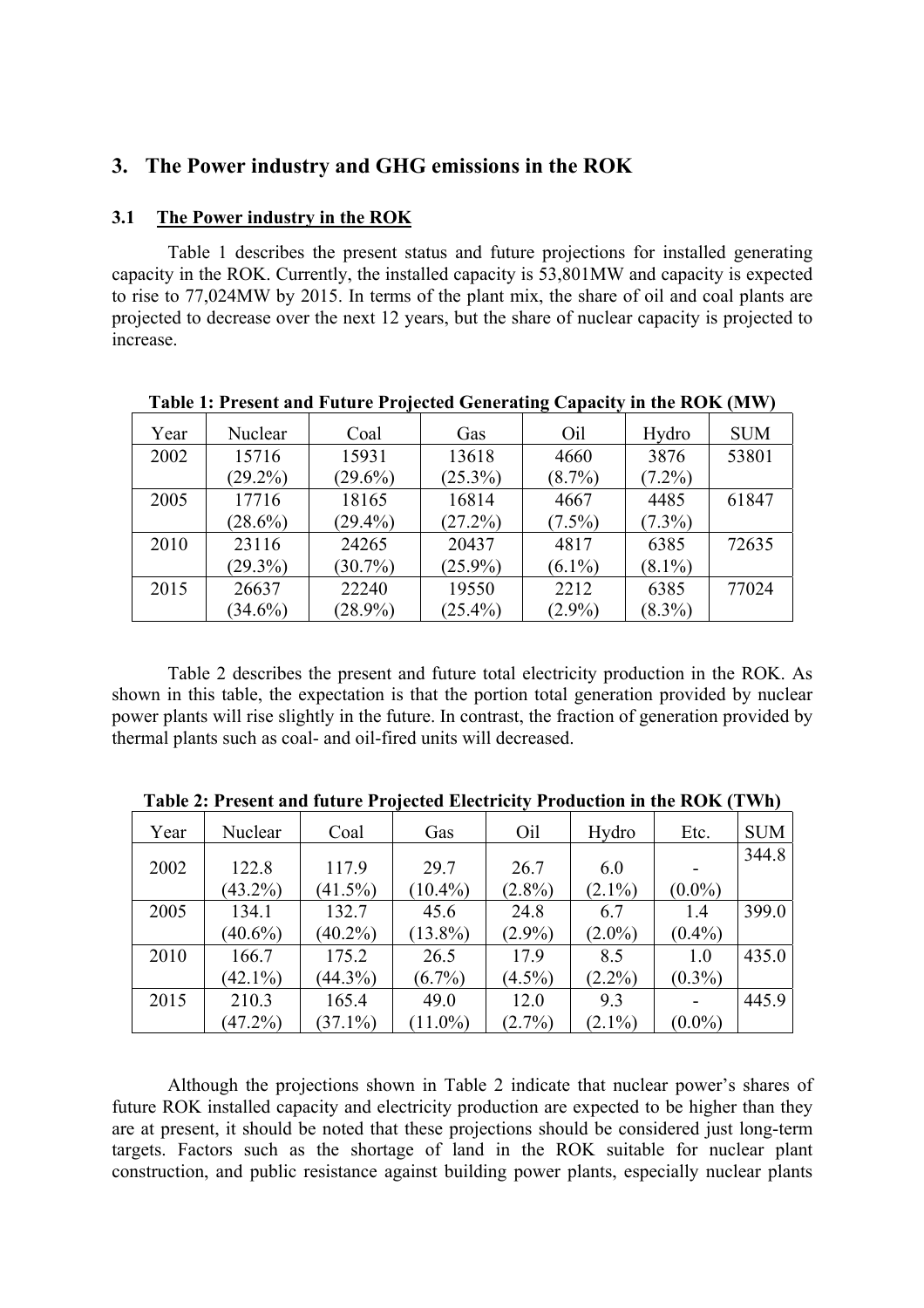# 3. The Power industry and GHG emissions in the ROK

## 3.1 The Power industry in the ROK

Table 1 describes the present status and future projections for installed generating capacity in the ROK. Currently, the installed capacity is 53,801MW and capacity is expected to rise to 77,024MW by 2015. In terms of the plant mix, the share of oil and coal plants are projected to decrease over the next 12 years, but the share of nuclear capacity is projected to increase.

**Table 1: Present and Future Projected Generating Capacity in the ROK (MW)**

| Year | Nuclear | Coal | Gas | Oil | Hydro | SUM |
|---|---|---|---|---|---|---|
| 2002 | 15716 (29.2%) | 15931 (29.6%) | 13618 (25.3%) | 4660 (8.7%) | 3876 (7.2%) | 53801 |
| 2005 | 17716 (28.6%) | 18165 (29.4%) | 16814 (27.2%) | 4667 (7.5%) | 4485 (7.3%) | 61847 |
| 2010 | 23116 (29.3%) | 24265 (30.7%) | 20437 (25.9%) | 4817 (6.1%) | 6385 (8.1%) | 72635 |
| 2015 | 26637 (34.6%) | 22240 (28.9%) | 19550 (25.4%) | 2212 (2.9%) | 6385 (8.3%) | 77024 |

Table 2 describes the present and future total electricity production in the ROK. As shown in this table, the expectation is that the portion total generation provided by nuclear power plants will rise slightly in the future. In contrast, the fraction of generation provided by thermal plants such as coal- and oil-fired units will decreased.

**Table 2: Present and future Projected Electricity Production in the ROK (TWh)**

| Year | Nuclear | Coal | Gas | Oil | Hydro | Etc. | SUM |
|---|---|---|---|---|---|---|---|
| 2002 | 122.8 (43.2%) | 117.9 (41.5%) | 29.7 (10.4%) | 26.7 (2.8%) | 6.0 (2.1%) | - (0.0%) | 344.8 |
| 2005 | 134.1 (40.6%) | 132.7 (40.2%) | 45.6 (13.8%) | 24.8 (2.9%) | 6.7 (2.0%) | 1.4 (0.4%) | 399.0 |
| 2010 | 166.7 (42.1%) | 175.2 (44.3%) | 26.5 (6.7%) | 17.9 (4.5%) | 8.5 (2.2%) | 1.0 (0.3%) | 435.0 |
| 2015 | 210.3 (47.2%) | 165.4 (37.1%) | 49.0 (11.0%) | 12.0 (2.7%) | 9.3 (2.1%) | - (0.0%) | 445.9 |

Although the projections shown in Table 2 indicate that nuclear power's shares of future ROK installed capacity and electricity production are expected to be higher than they are at present, it should be noted that these projections should be considered just long-term targets. Factors such as the shortage of land in the ROK suitable for nuclear plant construction, and public resistance against building power plants, especially nuclear plants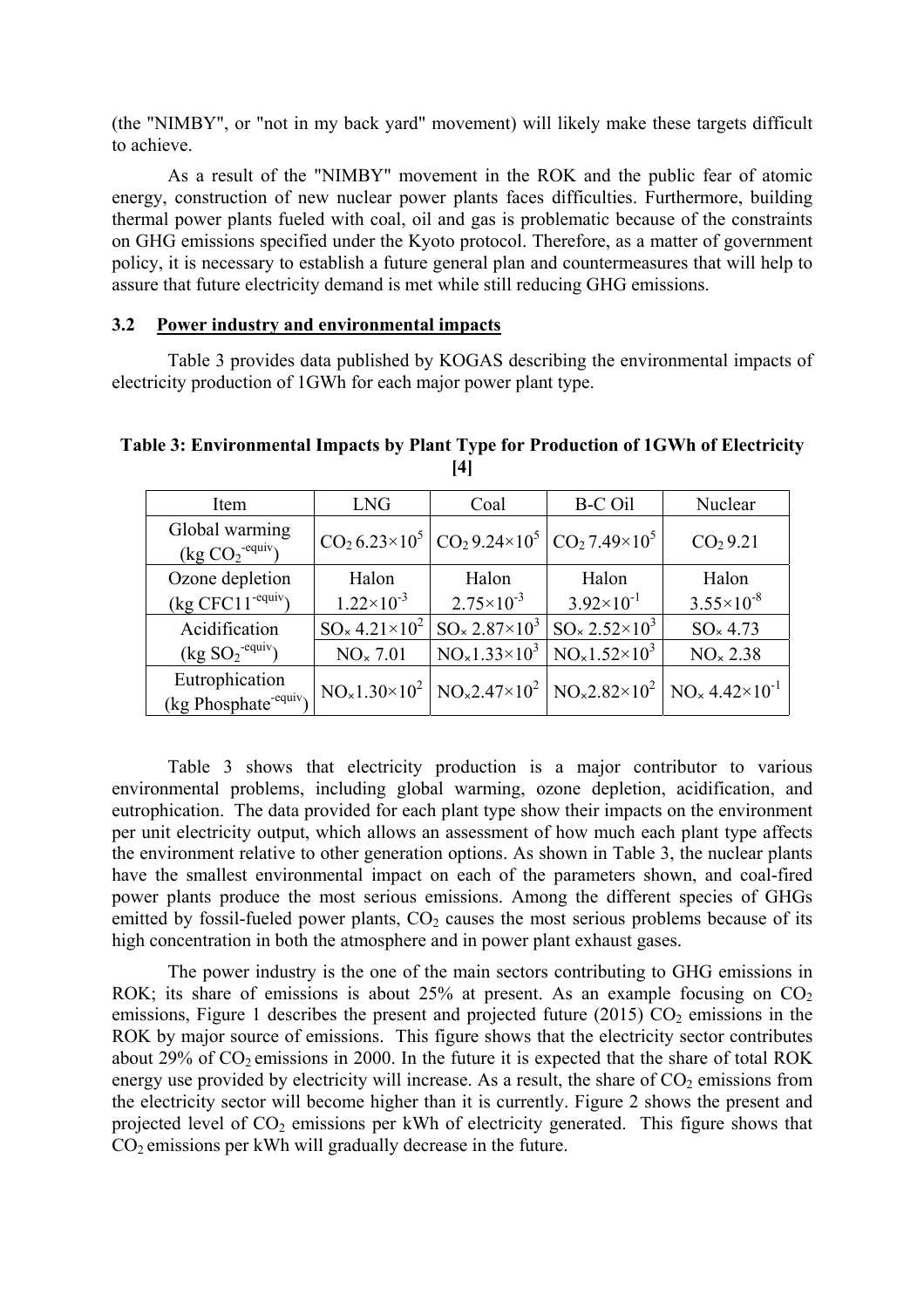(the "NIMBY", or "not in my back yard" movement) will likely make these targets difficult to achieve.

As a result of the "NIMBY" movement in the ROK and the public fear of atomic energy, construction of new nuclear power plants faces difficulties. Furthermore, building thermal power plants fueled with coal, oil and gas is problematic because of the constraints on GHG emissions specified under the Kyoto protocol. Therefore, as a matter of government policy, it is necessary to establish a future general plan and countermeasures that will help to assure that future electricity demand is met while still reducing GHG emissions.

### 3.2 Power industry and environmental impacts

Table 3 provides data published by KOGAS describing the environmental impacts of electricity production of 1GWh for each major power plant type.

**Table 3: Environmental Impacts by Plant Type for Production of 1GWh of Electricity [4]**

| Item | LNG | Coal | B-C Oil | Nuclear |
|---|---|---|---|---|
| Global warming (kg $CO_2^{\text{-equiv}}$) | $CO_2$ $6.23\times10^5$ | $CO_2$ $9.24\times10^5$ | $CO_2$ $7.49\times10^5$ | $CO_2$ 9.21 |
| Ozone depletion (kg $CFC11^{\text{-equiv}}$) | Halon $1.22\times10^{-3}$ | Halon $2.75\times10^{-3}$ | Halon $3.92\times10^{-1}$ | Halon $3.55\times10^{-8}$ |
| Acidification (kg $SO_2^{\text{-equiv}}$) | $SO_x$ $4.21\times10^2$ | $SO_x$ $2.87\times10^3$ | $SO_x$ $2.52\times10^3$ | $SO_x$ 4.73 |
| | $NO_x$ 7.01 | $NO_x$ $1.33\times10^3$ | $NO_x$ $1.52\times10^3$ | $NO_x$ 2.38 |
| Eutrophication (kg $\text{Phosphate}^{\text{-equiv}}$) | $NO_x$ $1.30\times10^2$ | $NO_x$ $2.47\times10^2$ | $NO_x$ $2.82\times10^2$ | $NO_x$ $4.42\times10^{-1}$ |

Table 3 shows that electricity production is a major contributor to various environmental problems, including global warming, ozone depletion, acidification, and eutrophication. The data provided for each plant type show their impacts on the environment per unit electricity output, which allows an assessment of how much each plant type affects the environment relative to other generation options. As shown in Table 3, the nuclear plants have the smallest environmental impact on each of the parameters shown, and coal-fired power plants produce the most serious emissions. Among the different species of GHGs emitted by fossil-fueled power plants, $CO_2$ causes the most serious problems because of its high concentration in both the atmosphere and in power plant exhaust gases.

The power industry is the one of the main sectors contributing to GHG emissions in ROK; its share of emissions is about 25% at present. As an example focusing on $CO_2$ emissions, Figure 1 describes the present and projected future (2015) $CO_2$ emissions in the ROK by major source of emissions. This figure shows that the electricity sector contributes about 29% of $CO_2$ emissions in 2000. In the future it is expected that the share of total ROK energy use provided by electricity will increase. As a result, the share of $CO_2$ emissions from the electricity sector will become higher than it is currently. Figure 2 shows the present and projected level of $CO_2$ emissions per kWh of electricity generated. This figure shows that $CO_2$ emissions per kWh will gradually decrease in the future.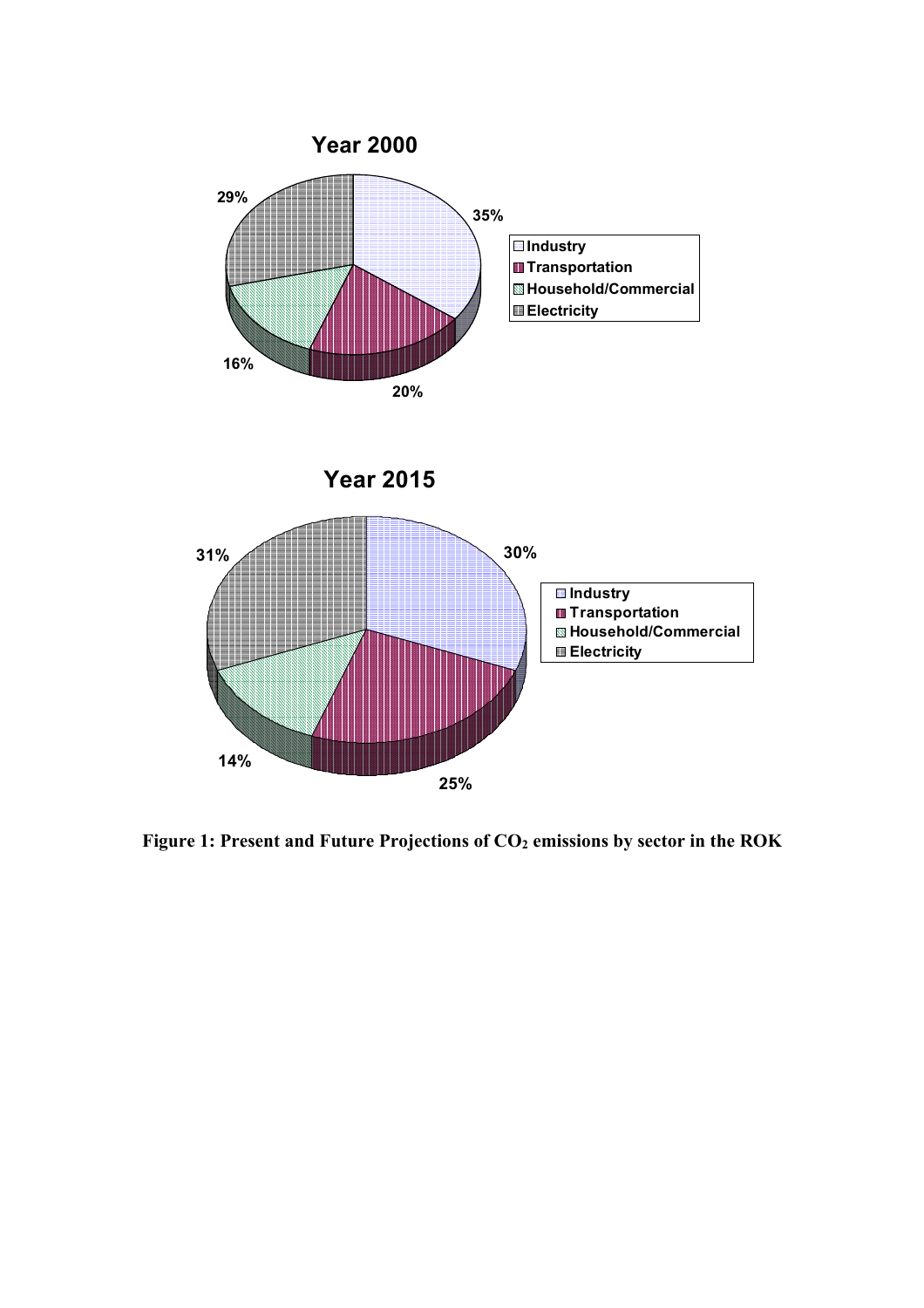**Figure 1: Present and Future Projections of $CO_2$ emissions by sector in the ROK**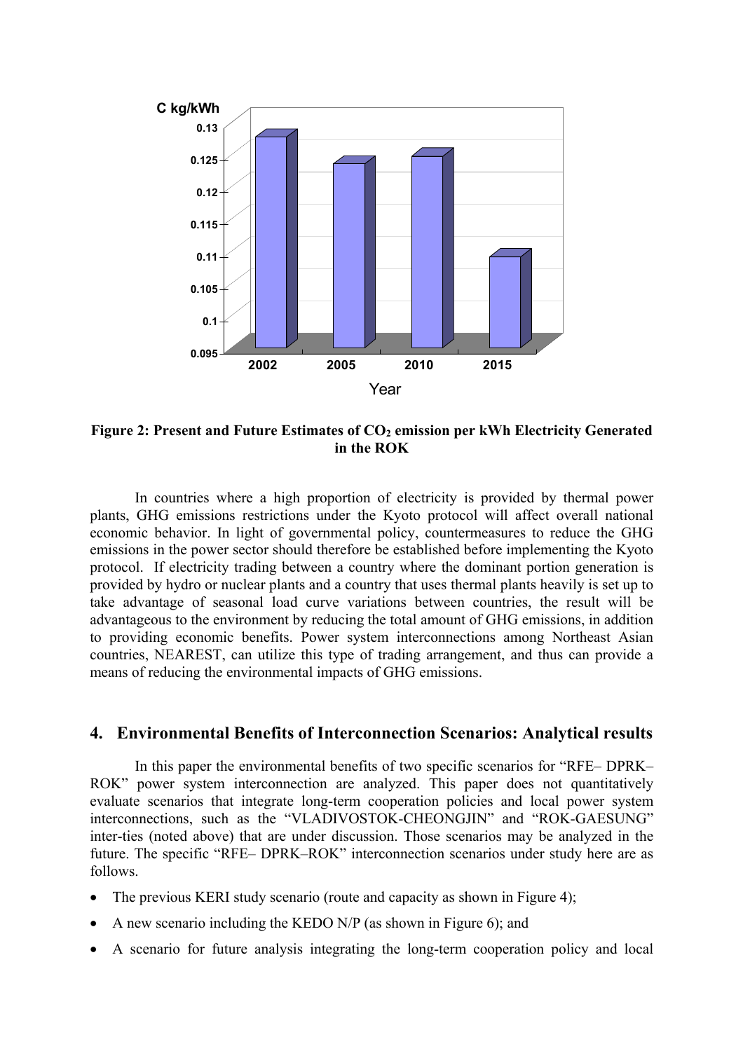C kg/kWh

| Year | C kg/kWh |
|---|---|
| 2002 | ~0.128 |
| 2005 | ~0.124 |
| 2010 | ~0.125 |
| 2015 | ~0.109 |

**Figure 2: Present and Future Estimates of $CO_2$ emission per kWh Electricity Generated in the ROK**

In countries where a high proportion of electricity is provided by thermal power plants, GHG emissions restrictions under the Kyoto protocol will affect overall national economic behavior. In light of governmental policy, countermeasures to reduce the GHG emissions in the power sector should therefore be established before implementing the Kyoto protocol. If electricity trading between a country where the dominant portion generation is provided by hydro or nuclear plants and a country that uses thermal plants heavily is set up to take advantage of seasonal load curve variations between countries, the result will be advantageous to the environment by reducing the total amount of GHG emissions, in addition to providing economic benefits. Power system interconnections among Northeast Asian countries, NEAREST, can utilize this type of trading arrangement, and thus can provide a means of reducing the environmental impacts of GHG emissions.

## 4. Environmental Benefits of Interconnection Scenarios: Analytical results

In this paper the environmental benefits of two specific scenarios for "RFE– DPRK–ROK" power system interconnection are analyzed. This paper does not quantitatively evaluate scenarios that integrate long-term cooperation policies and local power system interconnections, such as the "VLADIVOSTOK-CHEONGJIN" and "ROK-GAESUNG" inter-ties (noted above) that are under discussion. Those scenarios may be analyzed in the future. The specific "RFE– DPRK–ROK" interconnection scenarios under study here are as follows.

- The previous KERI study scenario (route and capacity as shown in Figure 4);
- A new scenario including the KEDO N/P (as shown in Figure 6); and
- A scenario for future analysis integrating the long-term cooperation policy and local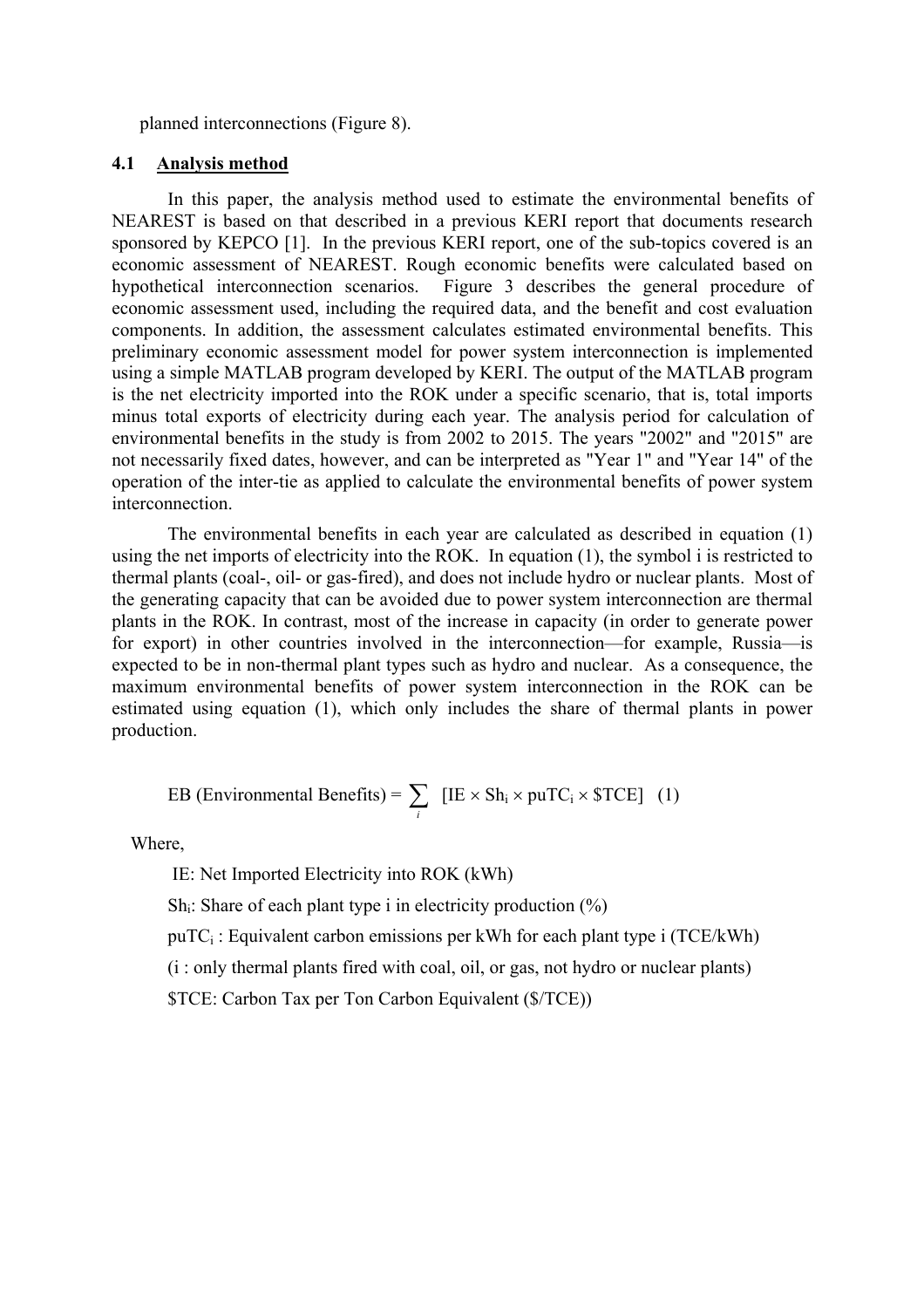planned interconnections (Figure 8).

### 4.1 Analysis method

In this paper, the analysis method used to estimate the environmental benefits of NEAREST is based on that described in a previous KERI report that documents research sponsored by KEPCO [1]. In the previous KERI report, one of the sub-topics covered is an economic assessment of NEAREST. Rough economic benefits were calculated based on hypothetical interconnection scenarios. Figure 3 describes the general procedure of economic assessment used, including the required data, and the benefit and cost evaluation components. In addition, the assessment calculates estimated environmental benefits. This preliminary economic assessment model for power system interconnection is implemented using a simple MATLAB program developed by KERI. The output of the MATLAB program is the net electricity imported into the ROK under a specific scenario, that is, total imports minus total exports of electricity during each year. The analysis period for calculation of environmental benefits in the study is from 2002 to 2015. The years "2002" and "2015" are not necessarily fixed dates, however, and can be interpreted as "Year 1" and "Year 14" of the operation of the inter-tie as applied to calculate the environmental benefits of power system interconnection.

The environmental benefits in each year are calculated as described in equation (1) using the net imports of electricity into the ROK. In equation (1), the symbol i is restricted to thermal plants (coal-, oil- or gas-fired), and does not include hydro or nuclear plants. Most of the generating capacity that can be avoided due to power system interconnection are thermal plants in the ROK. In contrast, most of the increase in capacity (in order to generate power for export) in other countries involved in the interconnection—for example, Russia—is expected to be in non-thermal plant types such as hydro and nuclear. As a consequence, the maximum environmental benefits of power system interconnection in the ROK can be estimated using equation (1), which only includes the share of thermal plants in power production.

$$\text{EB (Environmental Benefits)} = \sum_{i} \left[ \text{IE} \times \text{Sh}_i \times \text{puTC}_i \times \$\text{TCE} \right] \quad (1)$$

Where,

IE: Net Imported Electricity into ROK (kWh)

$\text{Sh}_i$: Share of each plant type i in electricity production (%)

$\text{puTC}_i$ : Equivalent carbon emissions per kWh for each plant type i (TCE/kWh)

(i : only thermal plants fired with coal, oil, or gas, not hydro or nuclear plants)

$TCE: Carbon Tax per Ton Carbon Equivalent ($/TCE))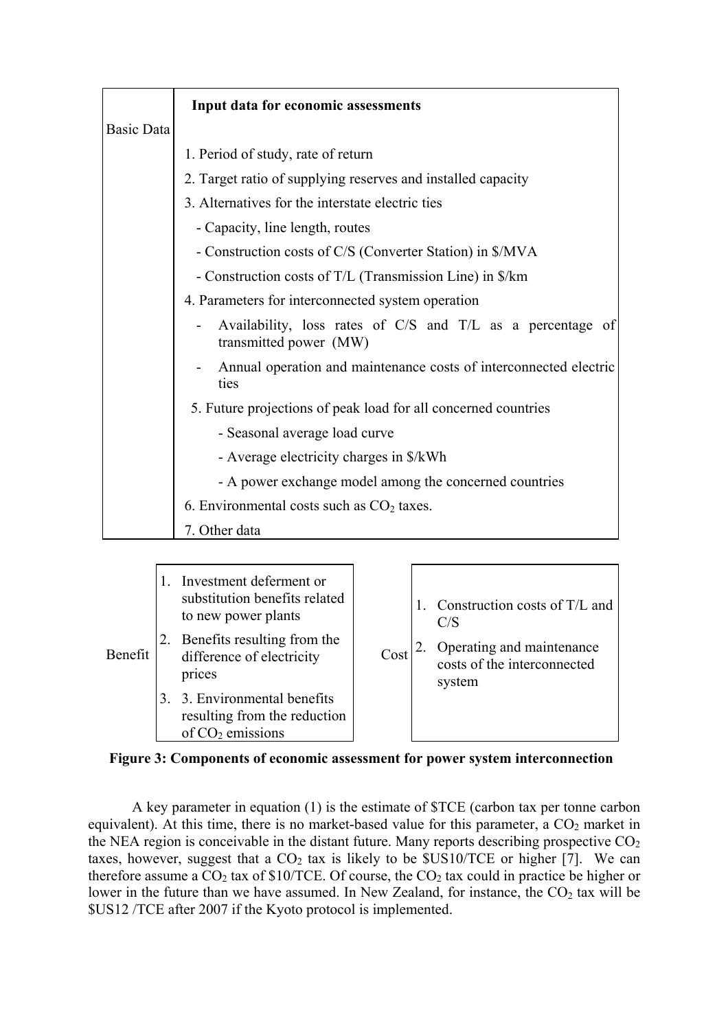| Basic Data | Input data for economic assessments |
|---|---|
| | 1. Period of study, rate of return |
| | 2. Target ratio of supplying reserves and installed capacity |
| | 3. Alternatives for the interstate electric ties |
| | - Capacity, line length, routes |
| | - Construction costs of C/S (Converter Station) in $/MVA |
| | - Construction costs of T/L (Transmission Line) in $/km |
| | 4. Parameters for interconnected system operation |
| | - Availability, loss rates of C/S and T/L as a percentage of transmitted power (MW) |
| | - Annual operation and maintenance costs of interconnected electric ties |
| | 5. Future projections of peak load for all concerned countries |
| | - Seasonal average load curve |
| | - Average electricity charges in $/kWh |
| | - A power exchange model among the concerned countries |
| | 6. Environmental costs such as $CO_2$ taxes. |
| | 7. Other data |

| Benefit | | Cost | |
|---|---|---|---|
| | 1. Investment deferment or substitution benefits related to new power plants<br>2. Benefits resulting from the difference of electricity prices<br>3. 3. Environmental benefits resulting from the reduction of $CO_2$ emissions | | 1. Construction costs of T/L and C/S<br>2. Operating and maintenance costs of the interconnected system |

**Figure 3: Components of economic assessment for power system interconnection**

A key parameter in equation (1) is the estimate of $TCE (carbon tax per tonne carbon equivalent). At this time, there is no market-based value for this parameter, a $CO_2$ market in the NEA region is conceivable in the distant future. Many reports describing prospective $CO_2$ taxes, however, suggest that a $CO_2$ tax is likely to be $US10/TCE or higher [7]. We can therefore assume a $CO_2$ tax of $10/TCE. Of course, the $CO_2$ tax could in practice be higher or lower in the future than we have assumed. In New Zealand, for instance, the $CO_2$ tax will be $US12 /TCE after 2007 if the Kyoto protocol is implemented.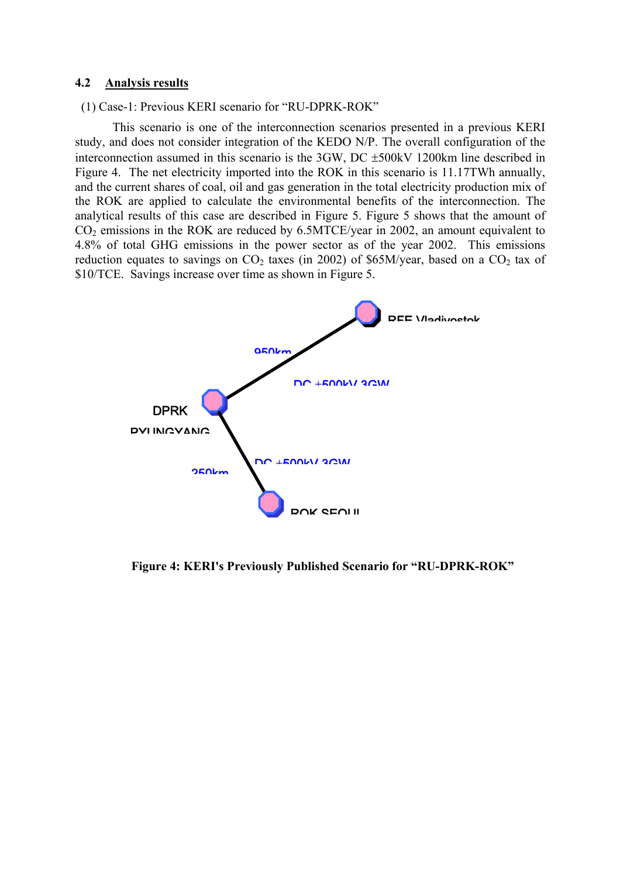### 4.2 Analysis results

(1) Case-1: Previous KERI scenario for "RU-DPRK-ROK"

This scenario is one of the interconnection scenarios presented in a previous KERI study, and does not consider integration of the KEDO N/P. The overall configuration of the interconnection assumed in this scenario is the 3GW, DC ±500kV 1200km line described in Figure 4. The net electricity imported into the ROK in this scenario is 11.17TWh annually, and the current shares of coal, oil and gas generation in the total electricity production mix of the ROK are applied to calculate the environmental benefits of the interconnection. The analytical results of this case are described in Figure 5. Figure 5 shows that the amount of $CO_2$ emissions in the ROK are reduced by 6.5MTCE/year in 2002, an amount equivalent to 4.8% of total GHG emissions in the power sector as of the year 2002. This emissions reduction equates to savings on $CO_2$ taxes (in 2002) of \$65M/year, based on a $CO_2$ tax of \$10/TCE. Savings increase over time as shown in Figure 5.

REE Vladivostok

950km

DC ±500kV 3GW

DPRK
PYUNGYANG

DC ±500kV 3GW

250km

ROK SEOUL

**Figure 4: KERI's Previously Published Scenario for "RU-DPRK-ROK"**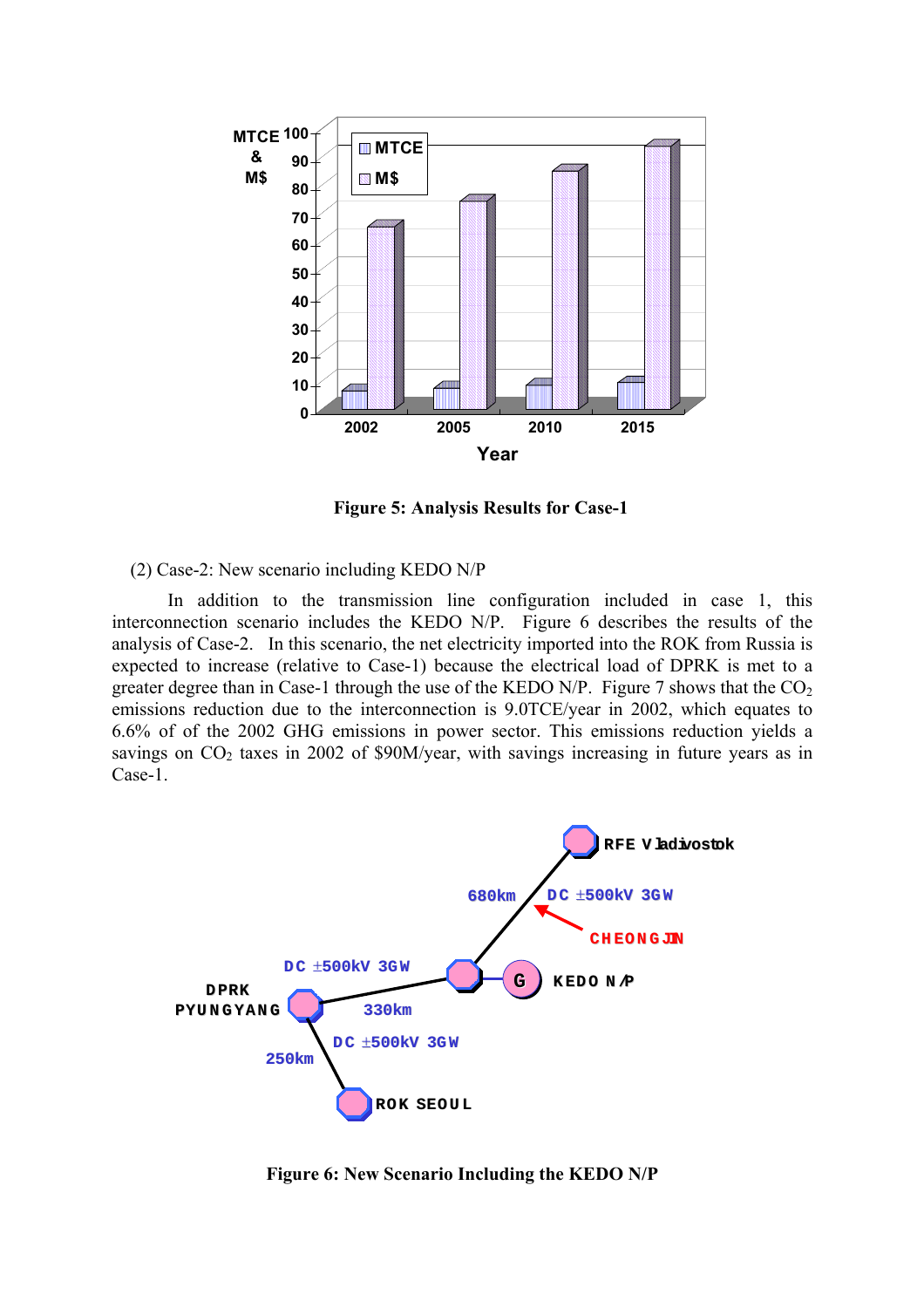**Figure 5: Analysis Results for Case-1**

(2) Case-2: New scenario including KEDO N/P

In addition to the transmission line configuration included in case 1, this interconnection scenario includes the KEDO N/P. Figure 6 describes the results of the analysis of Case-2. In this scenario, the net electricity imported into the ROK from Russia is expected to increase (relative to Case-1) because the electrical load of DPRK is met to a greater degree than in Case-1 through the use of the KEDO N/P. Figure 7 shows that the $CO_2$ emissions reduction due to the interconnection is 9.0TCE/year in 2002, which equates to 6.6% of of the 2002 GHG emissions in power sector. This emissions reduction yields a savings on $CO_2$ taxes in 2002 of $90M/year, with savings increasing in future years as in Case-1.

**Figure 6: New Scenario Including the KEDO N/P**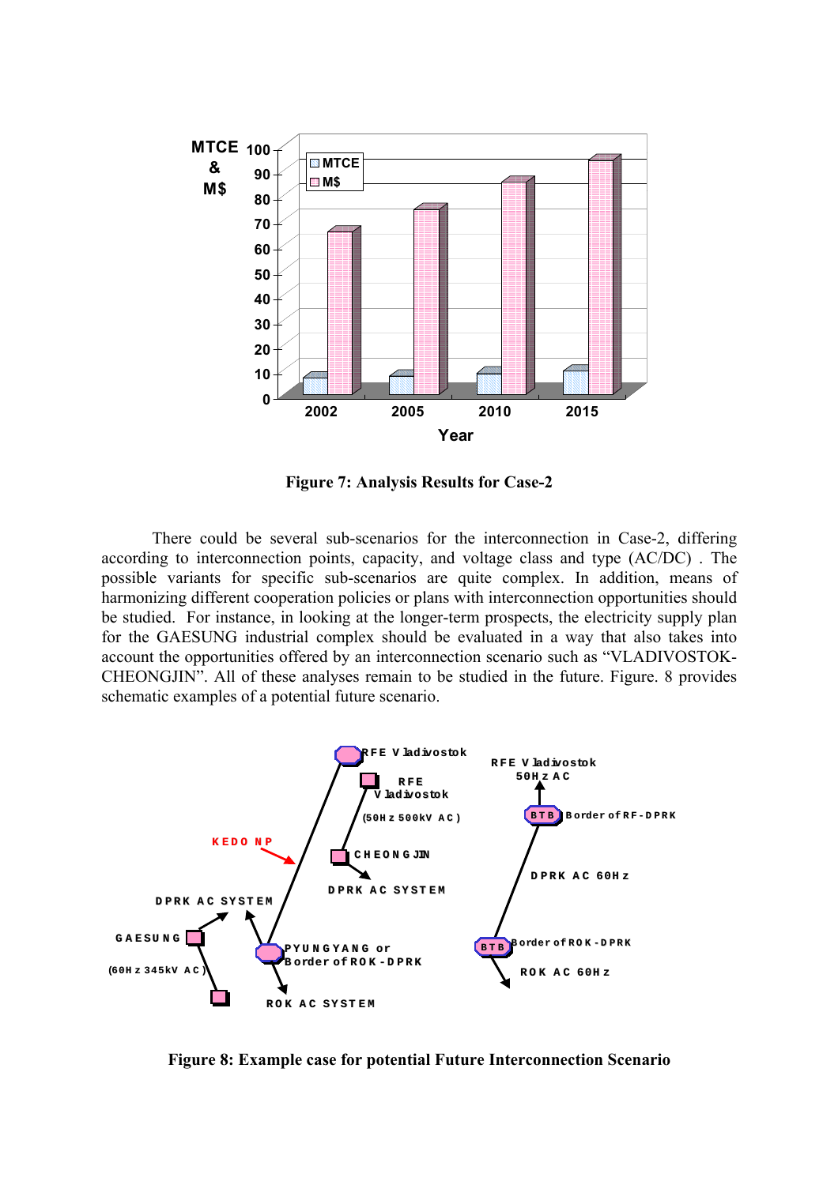**Figure 7: Analysis Results for Case-2**

There could be several sub-scenarios for the interconnection in Case-2, differing according to interconnection points, capacity, and voltage class and type (AC/DC) . The possible variants for specific sub-scenarios are quite complex. In addition, means of harmonizing different cooperation policies or plans with interconnection opportunities should be studied. For instance, in looking at the longer-term prospects, the electricity supply plan for the GAESUNG industrial complex should be evaluated in a way that also takes into account the opportunities offered by an interconnection scenario such as "VLADIVOSTOK-CHEONGJIN". All of these analyses remain to be studied in the future. Figure. 8 provides schematic examples of a potential future scenario.

**Figure 8: Example case for potential Future Interconnection Scenario**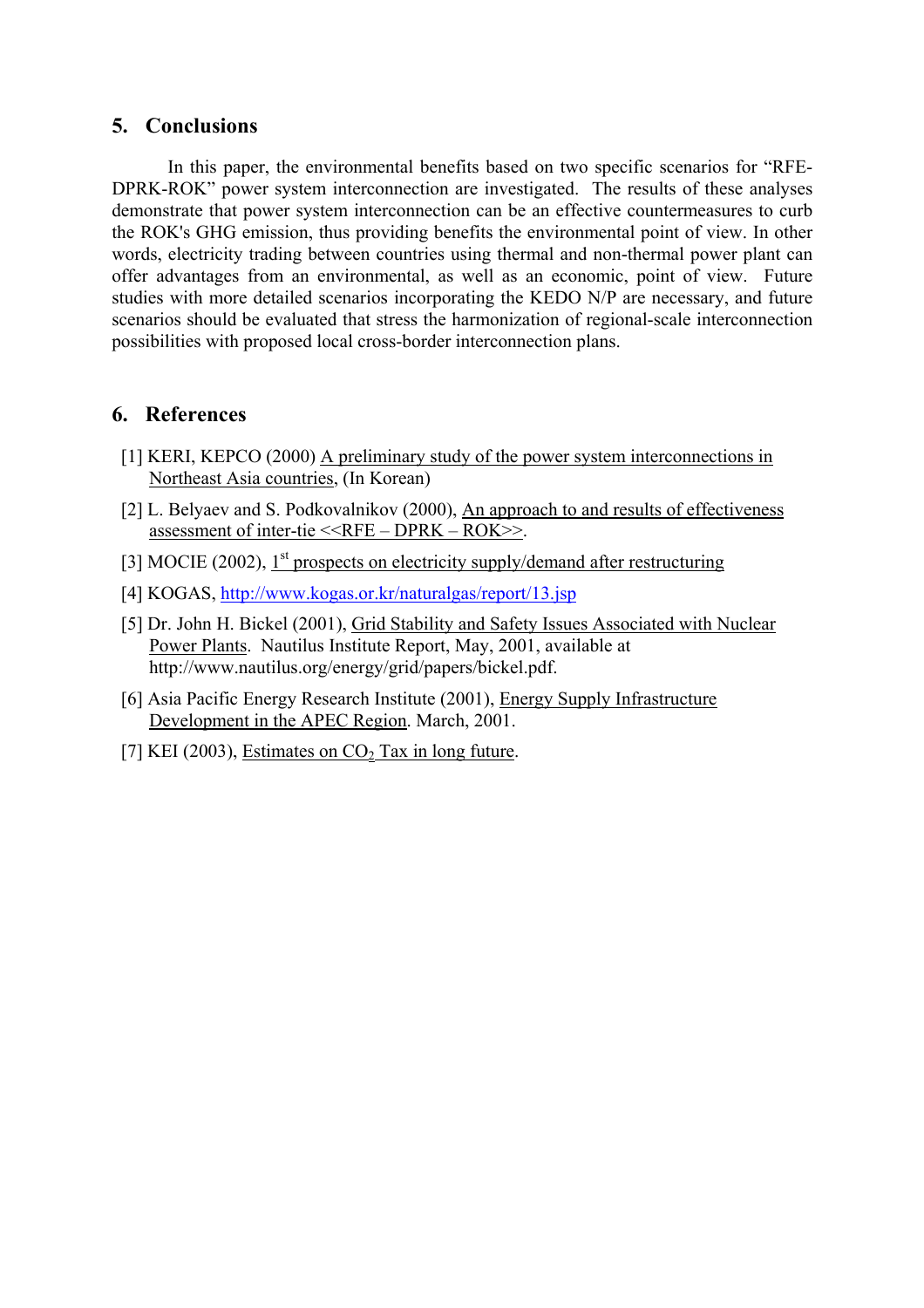## 5. Conclusions

In this paper, the environmental benefits based on two specific scenarios for "RFE-DPRK-ROK" power system interconnection are investigated. The results of these analyses demonstrate that power system interconnection can be an effective countermeasures to curb the ROK's GHG emission, thus providing benefits the environmental point of view. In other words, electricity trading between countries using thermal and non-thermal power plant can offer advantages from an environmental, as well as an economic, point of view. Future studies with more detailed scenarios incorporating the KEDO N/P are necessary, and future scenarios should be evaluated that stress the harmonization of regional-scale interconnection possibilities with proposed local cross-border interconnection plans.

## 6. References

[1] KERI, KEPCO (2000) A preliminary study of the power system interconnections in Northeast Asia countries, (In Korean)

[2] L. Belyaev and S. Podkovalnikov (2000), An approach to and results of effectiveness assessment of inter-tie <<RFE – DPRK – ROK>>.

[3] MOCIE (2002), 1st prospects on electricity supply/demand after restructuring

[4] KOGAS, http://www.kogas.or.kr/naturalgas/report/13.jsp

[5] Dr. John H. Bickel (2001), Grid Stability and Safety Issues Associated with Nuclear Power Plants. Nautilus Institute Report, May, 2001, available at http://www.nautilus.org/energy/grid/papers/bickel.pdf.

[6] Asia Pacific Energy Research Institute (2001), Energy Supply Infrastructure Development in the APEC Region. March, 2001.

[7] KEI (2003), Estimates on $CO_2$ Tax in long future.